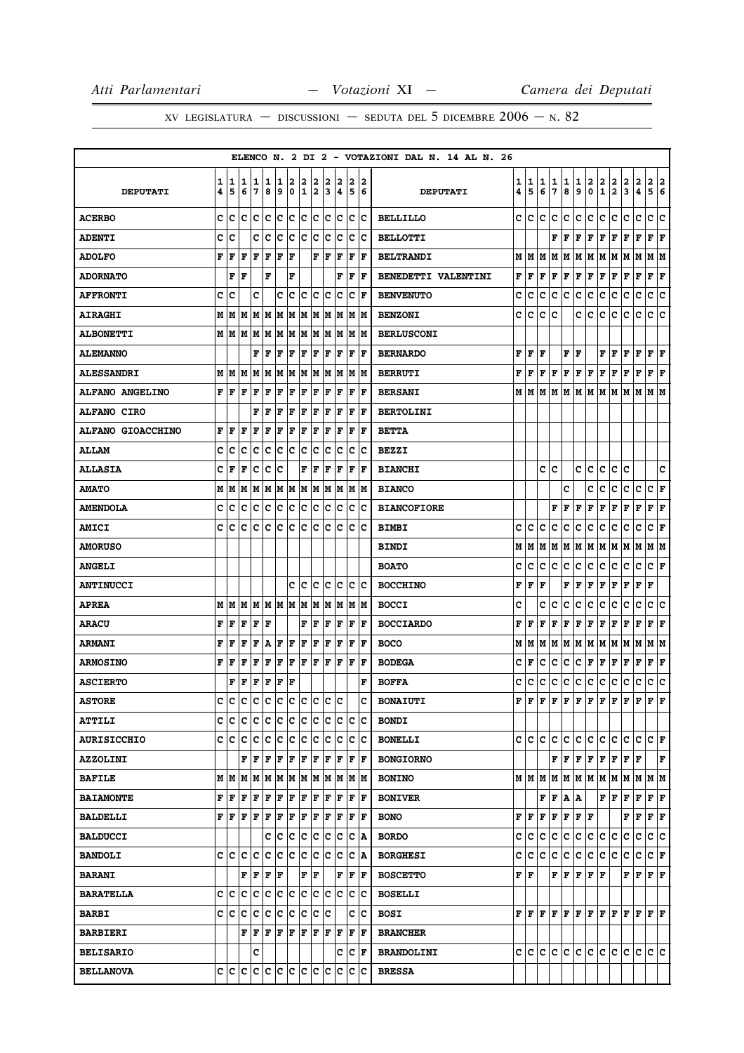ELENCO N. 2 DI 2 - VOTAZIONI DAL N. 14 AL N. 26

| DEPUTATI | 14 | 15 | 16 | 17 | 18 | 19 | 20 | 21 | 22 | 23 | 24 | 25 | 26 | DEPUTATI | 14 | 15 | 16 | 17 | 18 | 19 | 20 | 21 | 22 | 23 | 24 | 25 | 26 |
|---|---|---|---|---|---|---|---|---|---|---|---|---|---|---|---|---|---|---|---|---|---|---|---|---|---|---|---|
| ACERBO | C | C | C | C | C | C | C | C | C | C | C | C | C | BELLILLO | C | C | C | C | C | C | C | C | C | C | C | C | C |
| ADENTI | C | C | | C | C | C | C | C | C | C | C | C | C | BELLOTTI | | | | F | F | F | F | F | F | F | F | F | F |
| ADOLFO | F | F | F | F | F | F | F | | F | F | F | F | F | BELTRANDI | M | M | M | M | M | M | M | M | M | M | M | M | M |
| ADORNATO | | F | F | | F | | F | | | | F | F | F | BENEDETTI VALENTINI | F | F | F | F | F | F | F | F | F | F | F | F | F |
| AFFRONTI | C | C | | C | | C | C | C | C | C | C | C | F | BENVENUTO | C | C | C | C | C | C | C | C | C | C | C | C | C |
| AIRAGHI | M | M | M | M | M | M | M | M | M | M | M | M | M | BENZONI | C | C | C | C | | C | C | C | C | C | C | C | C |
| ALBONETTI | M | M | M | M | M | M | M | M | M | M | M | M | M | BERLUSCONI | | | | | | | | | | | | | |
| ALEMANNO | | | | F | F | F | F | F | F | F | F | F | F | BERNARDO | F | F | F | | F | F | | F | F | F | F | F | F |
| ALESSANDRI | M | M | M | M | M | M | M | M | M | M | M | M | M | BERRUTI | F | F | F | F | F | F | F | F | F | F | F | F | F |
| ALFANO ANGELINO | F | F | F | F | F | F | F | F | F | F | F | F | F | BERSANI | M | M | M | M | M | M | M | M | M | M | M | M | M |
| ALFANO CIRO | | | | F | F | F | F | F | F | F | F | F | F | BERTOLINI | | | | | | | | | | | | | |
| ALFANO GIOACCHINO | F | F | F | F | F | F | F | F | F | F | F | F | F | BETTA | | | | | | | | | | | | | |
| ALLAM | C | C | C | C | C | C | C | C | C | C | C | C | C | BEZZI | | | | | | | | | | | | | |
| ALLASIA | C | F | F | C | C | C | | F | F | F | F | F | F | BIANCHI | | | C | C | | C | C | C | C | C | | | C |
| AMATO | M | M | M | M | M | M | M | M | M | M | M | M | M | BIANCO | | | | | C | | C | C | C | C | C | C | F |
| AMENDOLA | C | C | C | C | C | C | C | C | C | C | C | C | C | BIANCOFIORE | | | | F | F | F | F | F | F | F | F | F | F |
| AMICI | C | C | C | C | C | C | C | C | C | C | C | C | C | BIMBI | C | C | C | C | C | C | C | C | C | C | C | C | F |
| AMORUSO | | | | | | | | | | | | | | BINDI | M | M | M | M | M | M | M | M | M | M | M | M | M |
| ANGELI | | | | | | | | | | | | | | BOATO | C | C | C | C | C | C | C | C | C | C | C | C | F |
| ANTINUCCI | | | | | | | C | C | C | C | C | C | C | BOCCHINO | F | F | F | | F | F | F | F | F | F | F | F | |
| APREA | M | M | M | M | M | M | M | M | M | M | M | M | M | BOCCI | C | | C | C | C | C | C | C | C | C | C | C | C |
| ARACU | F | F | F | F | F | | | F | F | F | F | F | F | BOCCIARDO | F | F | F | F | F | F | F | F | F | F | F | F | F |
| ARMANI | F | F | F | F | A | F | F | F | F | F | F | F | F | BOCO | M | M | M | M | M | M | M | M | M | M | M | M | M |
| ARMOSINO | F | F | F | F | F | F | F | F | F | F | F | F | F | BODEGA | C | F | C | C | C | C | F | F | F | F | F | F | F |
| ASCIERTO | | F | F | F | F | F | F | | | | | | F | BOFFA | C | C | C | C | C | C | C | C | C | C | C | C | C |
| ASTORE | C | C | C | C | C | C | C | C | C | C | C | | C | BONAIUTI | F | F | F | F | F | F | F | F | F | F | F | F | F |
| ATTILI | C | C | C | C | C | C | C | C | C | C | C | C | C | BONDI | | | | | | | | | | | | | |
| AURISICCHIO | C | C | C | C | C | C | C | C | C | C | C | C | C | BONELLI | C | C | C | C | C | C | C | C | C | C | C | C | F |
| AZZOLINI | | | F | F | F | F | F | F | F | F | F | F | F | BONGIORNO | | | | F | F | F | F | F | F | F | F | | F |
| BAFILE | M | M | M | M | M | M | M | M | M | M | M | M | M | BONINO | M | M | M | M | M | M | M | M | M | M | M | M | M |
| BAIAMONTE | F | F | F | F | F | F | F | F | F | F | F | F | F | BONIVER | | | F | F | A | A | | F | F | F | F | F | F |
| BALDELLI | F | F | F | F | F | F | F | F | F | F | F | F | F | BONO | F | F | F | F | F | F | F | | | F | F | F | F |
| BALDUCCI | | | | | C | C | C | C | C | C | C | C | A | BORDO | C | C | C | C | C | C | C | C | C | C | C | C | C |
| BANDOLI | C | C | C | C | C | C | C | C | C | C | C | C | A | BORGHESI | C | C | C | C | C | C | C | C | C | C | C | C | F |
| BARANI | | | F | F | F | F | | F | F | | F | F | F | BOSCETTO | F | F | | F | F | F | F | F | | F | F | F | F |
| BARATELLA | C | C | C | C | C | C | C | C | C | C | C | C | C | BOSELLI | | | | | | | | | | | | | |
| BARBI | C | C | C | C | C | C | C | C | C | C | | C | C | BOSI | F | F | F | F | F | F | F | F | F | F | F | F | F |
| BARBIERI | | | F | F | F | F | F | F | F | F | F | F | F | BRANCHER | | | | | | | | | | | | | |
| BELISARIO | | | | C | | | | | | | C | C | F | BRANDOLINI | C | C | C | C | C | C | C | C | C | C | C | C | C |
| BELLANOVA | C | C | C | C | C | C | C | C | C | C | C | C | C | BRESSA | | | | | | | | | | | | | |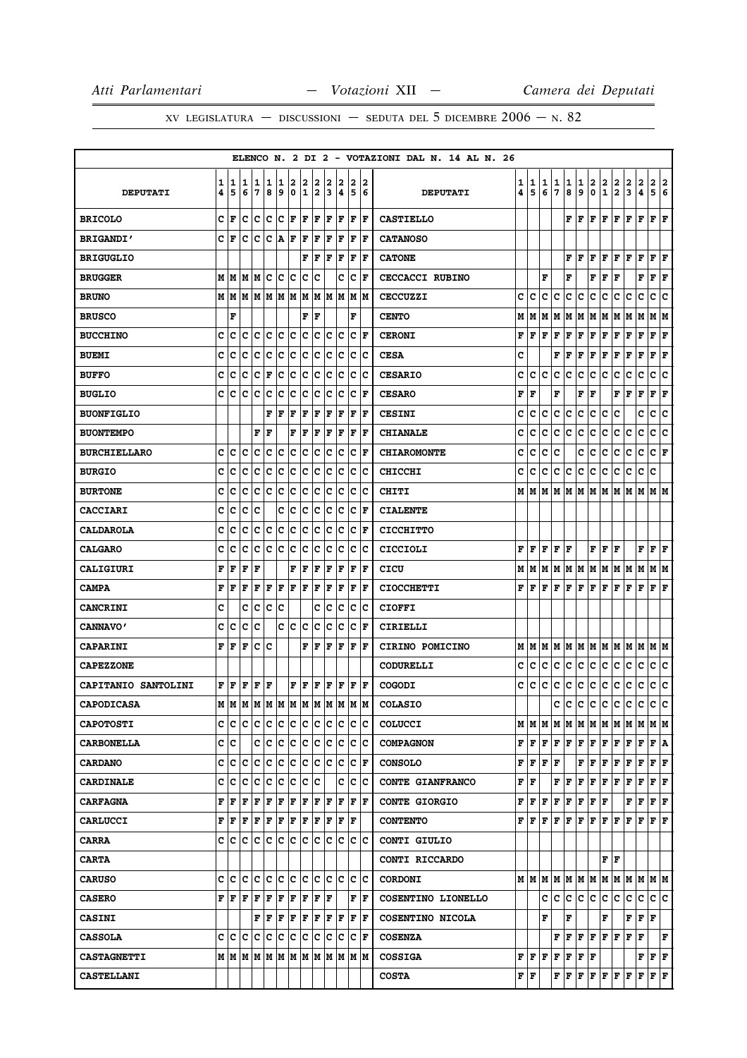ELENCO N. 2 DI 2 - VOTAZIONI DAL N. 14 AL N. 26

| DEPUTATI | 14 | 15 | 16 | 17 | 18 | 19 | 20 | 21 | 22 | 23 | 24 | 25 | 26 | DEPUTATI | 14 | 15 | 16 | 17 | 18 | 19 | 20 | 21 | 22 | 23 | 24 | 25 | 26 |
|---|---|---|---|---|---|---|---|---|---|---|---|---|---|---|---|---|---|---|---|---|---|---|---|---|---|---|---|
| BRICOLO | C | F | C | C | C | C | F | F | F | F | F | F | F | CASTIELLO | | | | | F | F | F | F | F | F | F | F | F |
| BRIGANDI' | C | F | C | C | C | A | F | F | F | F | F | F | F | CATANOSO | | | | | | | | | | | | | |
| BRIGUGLIO | | | | | | | | F | F | F | F | F | F | CATONE | | | | | F | F | F | F | F | F | F | F | F |
| BRUGGER | M | M | M | M | C | C | C | C | C | | C | C | F | CECCACCI RUBINO | | | F | | F | | F | F | F | | F | F | F |
| BRUNO | M | M | M | M | M | M | M | M | M | M | M | M | M | CECCUZZI | C | C | C | C | C | C | C | C | C | C | C | C | C |
| BRUSCO | | F | | | | | | F | F | | | F | | CENTO | M | M | M | M | M | M | M | M | M | M | M | M | M |
| BUCCHINO | C | C | C | C | C | C | C | C | C | C | C | C | F | CERONI | F | F | F | F | F | F | F | F | F | F | F | F | F |
| BUEMI | C | C | C | C | C | C | C | C | C | C | C | C | C | CESA | C | | | F | F | F | F | F | F | F | F | F | F |
| BUFFO | C | C | C | C | F | C | C | C | C | C | C | C | C | CESARIO | C | C | C | C | C | C | C | C | C | C | C | C | C |
| BUGLIO | C | C | C | C | C | C | C | C | C | C | C | C | F | CESARO | F | F | | F | | F | F | | F | F | F | F | F |
| BUONFIGLIO | | | | | F | F | F | F | F | F | F | F | F | CESINI | C | C | C | C | C | C | C | C | C | | C | C | C |
| BUONTEMPO | | | | F | F | | F | F | F | F | F | F | F | CHIANALE | C | C | C | C | C | C | C | C | C | C | C | C | C |
| BURCHIELLARO | C | C | C | C | C | C | C | C | C | C | C | C | F | CHIAROMONTE | C | C | C | C | | C | C | C | C | C | C | C | F |
| BURGIO | C | C | C | C | C | C | C | C | C | C | C | C | C | CHICCHI | C | C | C | C | C | C | C | C | C | C | C | C | |
| BURTONE | C | C | C | C | C | C | C | C | C | C | C | C | C | CHITI | M | M | M | M | M | M | M | M | M | M | M | M | M |
| CACCIARI | C | C | C | C | | C | C | C | C | C | C | C | F | CIALENTE | | | | | | | | | | | | | |
| CALDAROLA | C | C | C | C | C | C | C | C | C | C | C | C | F | CICCHITTO | | | | | | | | | | | | | |
| CALGARO | C | C | C | C | C | C | C | C | C | C | C | C | C | CICCIOLI | F | F | F | F | F | | F | F | F | | F | F | F |
| CALIGIURI | F | F | F | F | | | F | F | F | F | F | F | F | CICU | M | M | M | M | M | M | M | M | M | M | M | M | M |
| CAMPA | F | F | F | F | F | F | F | F | F | F | F | F | F | CIOCCHETTI | F | F | F | F | F | F | F | F | F | F | F | F | F |
| CANCRINI | C | | C | C | C | C | | | C | C | C | C | C | CIOFFI | | | | | | | | | | | | | |
| CANNAVO' | C | C | C | C | | C | C | C | C | C | C | C | F | CIRIELLI | | | | | | | | | | | | | |
| CAPARINI | F | F | F | C | C | | | F | F | F | F | F | F | CIRINO POMICINO | M | M | M | M | M | M | M | M | M | M | M | M | M |
| CAPEZZONE | | | | | | | | | | | | | | CODURELLI | C | C | C | C | C | C | C | C | C | C | C | C | C |
| CAPITANIO SANTOLINI | F | F | F | F | F | | F | F | F | F | F | F | F | COGODI | C | C | C | C | C | C | C | C | C | C | C | C | C |
| CAPODICASA | M | M | M | M | M | M | M | M | M | M | M | M | M | COLASIO | | | | C | C | C | C | C | C | C | C | C | C |
| CAPOTOSTI | C | C | C | C | C | C | C | C | C | C | C | C | C | COLUCCI | M | M | M | M | M | M | M | M | M | M | M | M | M |
| CARBONELLA | C | C | | C | C | C | C | C | C | C | C | C | C | COMPAGNON | F | F | F | F | F | F | F | F | F | F | F | F | A |
| CARDANO | C | C | C | C | C | C | C | C | C | C | C | C | F | CONSOLO | F | F | F | F | | F | F | F | F | F | F | F | F |
| CARDINALE | C | C | C | C | C | C | C | C | C | | C | C | C | CONTE GIANFRANCO | F | F | | F | F | F | F | F | F | F | F | F | F |
| CARFAGNA | F | F | F | F | F | F | F | F | F | F | F | F | F | CONTE GIORGIO | F | F | F | F | F | F | F | F | | F | F | F | F |
| CARLUCCI | F | F | F | F | F | F | F | F | F | F | F | F | | CONTENTO | F | F | F | F | F | F | F | F | F | F | F | F | F |
| CARRA | C | C | C | C | C | C | C | C | C | C | C | C | C | CONTI GIULIO | | | | | | | | | | | | | |
| CARTA | | | | | | | | | | | | | | CONTI RICCARDO | | | | | | | | F | F | | | | |
| CARUSO | C | C | C | C | C | C | C | C | C | C | C | C | C | CORDONI | M | M | M | M | M | M | M | M | M | M | M | M | M |
| CASERO | F | F | F | F | F | F | F | F | F | F | | F | F | COSENTINO LIONELLO | | | C | C | C | C | C | C | C | C | C | C | C |
| CASINI | | | | F | F | F | F | F | F | F | F | F | F | COSENTINO NICOLA | | | F | | F | | | F | | F | F | F | |
| CASSOLA | C | C | C | C | C | C | C | C | C | C | C | C | F | COSENZA | | | | F | F | F | F | F | F | F | F | | F |
| CASTAGNETTI | M | M | M | M | M | M | M | M | M | M | M | M | M | COSSIGA | F | F | F | F | F | F | F | | | | F | F | F |
| CASTELLANI | | | | | | | | | | | | | | COSTA | F | F | | F | F | F | F | F | F | F | F | F | F |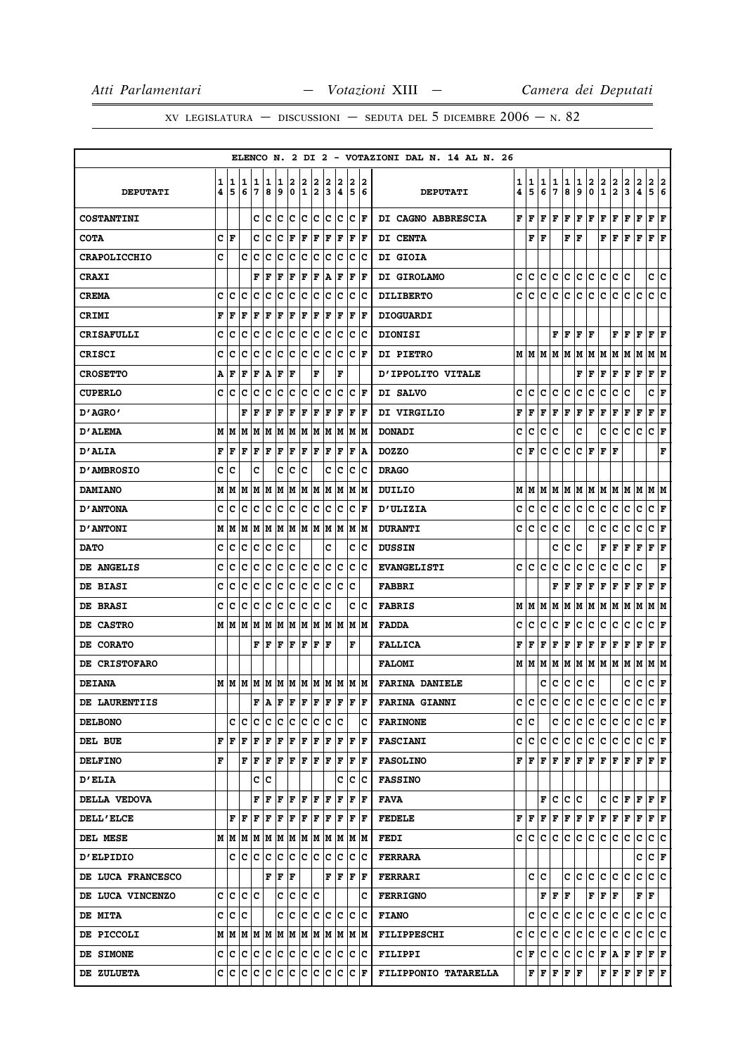XV LEGISLATURA — DISCUSSIONI — SEDUTA DEL 5 DICEMBRE 2006 — N. 82

ELENCO N. 2 DI 2 - VOTAZIONI DAL N. 14 AL N. 26

| DEPUTATI | 14 | 15 | 16 | 17 | 18 | 19 | 20 | 21 | 22 | 23 | 24 | 25 | 26 | DEPUTATI | 14 | 15 | 16 | 17 | 18 | 19 | 20 | 21 | 22 | 23 | 24 | 25 | 26 |
|---|---|---|---|---|---|---|---|---|---|---|---|---|---|---|---|---|---|---|---|---|---|---|---|---|---|---|---|
| COSTANTINI | | | | C | C | C | C | C | C | C | C | C | F | DI CAGNO ABBRESCIA | F | F | F | F | F | F | F | F | F | F | F | F | F |
| COTA | C | F | | C | C | C | F | F | F | F | F | F | F | DI CENTA | | F | F | | F | F | | F | F | F | F | F | F |
| CRAPOLICCHIO | C | | C | C | C | C | C | C | C | C | C | C | C | DI GIOIA | | | | | | | | | | | | | |
| CRAXI | | | | F | F | F | F | F | F | A | F | F | F | DI GIROLAMO | C | C | C | C | C | C | C | C | C | C | | C | C |
| CREMA | C | C | C | C | C | C | C | C | C | C | C | C | C | DILIBERTO | C | C | C | C | C | C | C | C | C | C | C | C | C |
| CRIMI | F | F | F | F | F | F | F | F | F | F | F | F | F | DIOGUARDI | | | | | | | | | | | | | |
| CRISAFULLI | C | C | C | C | C | C | C | C | C | C | C | C | C | DIONISI | | | | F | F | F | F | | F | F | F | F | F |
| CRISCI | C | C | C | C | C | C | C | C | C | C | C | C | F | DI PIETRO | M | M | M | M | M | M | M | M | M | M | M | M | M |
| CROSETTO | A | F | F | F | A | F | F | | F | | F | | | D'IPPOLITO VITALE | | | | | | F | F | F | F | F | F | F | F |
| CUPERLO | C | C | C | C | C | C | C | C | C | C | C | C | F | DI SALVO | C | C | C | C | C | C | C | C | C | C | | C | F |
| D'AGRO' | | | F | F | F | F | F | F | F | F | F | F | F | DI VIRGILIO | F | F | F | F | F | F | F | F | F | F | F | F | F |
| D'ALEMA | M | M | M | M | M | M | M | M | M | M | M | M | M | DONADI | C | C | C | C | | C | | C | C | C | C | C | F |
| D'ALIA | F | F | F | F | F | F | F | F | F | F | F | F | A | DOZZO | C | F | C | C | C | C | F | F | F | | | | F |
| D'AMBROSIO | C | C | | C | | C | C | C | | C | C | C | C | DRAGO | | | | | | | | | | | | | |
| DAMIANO | M | M | M | M | M | M | M | M | M | M | M | M | M | DUILIO | M | M | M | M | M | M | M | M | M | M | M | M | M |
| D'ANTONA | C | C | C | C | C | C | C | C | C | C | C | C | F | D'ULIZIA | C | C | C | C | C | C | C | C | C | C | C | C | F |
| D'ANTONI | M | M | M | M | M | M | M | M | M | M | M | M | M | DURANTI | C | C | C | C | C | | C | C | C | C | C | C | F |
| DATO | C | C | C | C | C | C | C | | | C | | C | C | DUSSIN | | | | C | C | C | | F | F | F | F | F | F |
| DE ANGELIS | C | C | C | C | C | C | C | C | C | C | C | C | C | EVANGELISTI | C | C | C | C | C | C | C | C | C | C | C | | F |
| DE BIASI | C | C | C | C | C | C | C | C | C | C | C | C | | FABBRI | | | | F | F | F | F | F | F | F | F | F | F |
| DE BRASI | C | C | C | C | C | C | C | C | C | C | | C | C | FABRIS | M | M | M | M | M | M | M | M | M | M | M | M | M |
| DE CASTRO | M | M | M | M | M | M | M | M | M | M | M | M | M | FADDA | C | C | C | C | F | C | C | C | C | C | C | C | F |
| DE CORATO | | | | F | F | F | F | F | F | F | | F | | FALLICA | F | F | F | F | F | F | F | F | F | F | F | F | F |
| DE CRISTOFARO | | | | | | | | | | | | | | FALOMI | M | M | M | M | M | M | M | M | M | M | M | M | M |
| DEIANA | M | M | M | M | M | M | M | M | M | M | M | M | M | FARINA DANIELE | | | C | C | C | C | C | | | | C | C | C | F |
| DE LAURENTIIS | | | | F | A | F | F | F | F | F | F | F | F | FARINA GIANNI | C | C | C | C | C | C | C | C | C | C | C | C | F |
| DELBONO | | C | C | C | C | C | C | C | C | C | C | | C | FARINONE | C | C | | C | C | C | C | C | C | C | C | C | F |
| DEL BUE | F | F | F | F | F | F | F | F | F | F | F | F | F | FASCIANI | C | C | C | C | C | C | C | C | C | C | C | C | F |
| DELFINO | F | | F | F | F | F | F | F | F | F | F | F | F | FASOLINO | F | F | F | F | F | F | F | F | F | F | F | F | F |
| D'ELIA | | | | C | C | | | | | | C | C | C | FASSINO | | | | | | | | | | | | | |
| DELLA VEDOVA | | | | F | F | F | F | F | F | F | F | F | F | FAVA | | | F | C | C | C | | C | C | F | F | F | F |
| DELL'ELCE | | F | F | F | F | F | F | F | F | F | F | F | F | FEDELE | F | F | F | F | F | F | F | F | F | F | F | F | F |
| DEL MESE | M | M | M | M | M | M | M | M | M | M | M | M | M | FEDI | C | C | C | C | C | C | C | C | C | C | C | C | C |
| D'ELPIDIO | | C | C | C | C | C | C | C | C | C | C | C | C | FERRARA | | | | | | | | | | | C | C | F |
| DE LUCA FRANCESCO | | | | | F | F | F | | | F | F | F | F | FERRARI | | C | C | | C | C | C | C | C | C | C | C | C |
| DE LUCA VINCENZO | C | C | C | C | | C | C | C | C | | | | C | FERRIGNO | | | F | F | F | | F | F | F | | F | F | |
| DE MITA | C | C | C | | | C | C | C | C | C | C | C | C | FIANO | | C | C | C | C | C | C | C | C | C | C | C | C |
| DE PICCOLI | M | M | M | M | M | M | M | M | M | M | M | M | M | FILIPPESCHI | C | C | C | C | C | C | C | C | C | C | C | C | C |
| DE SIMONE | C | C | C | C | C | C | C | C | C | C | C | C | C | FILIPPI | C | F | C | C | C | C | C | F | A | F | F | F | F |
| DE ZULUETA | C | C | C | C | C | C | C | C | C | C | C | C | F | FILIPPONIO TATARELLA | | F | F | F | F | F | | F | F | F | F | F | F |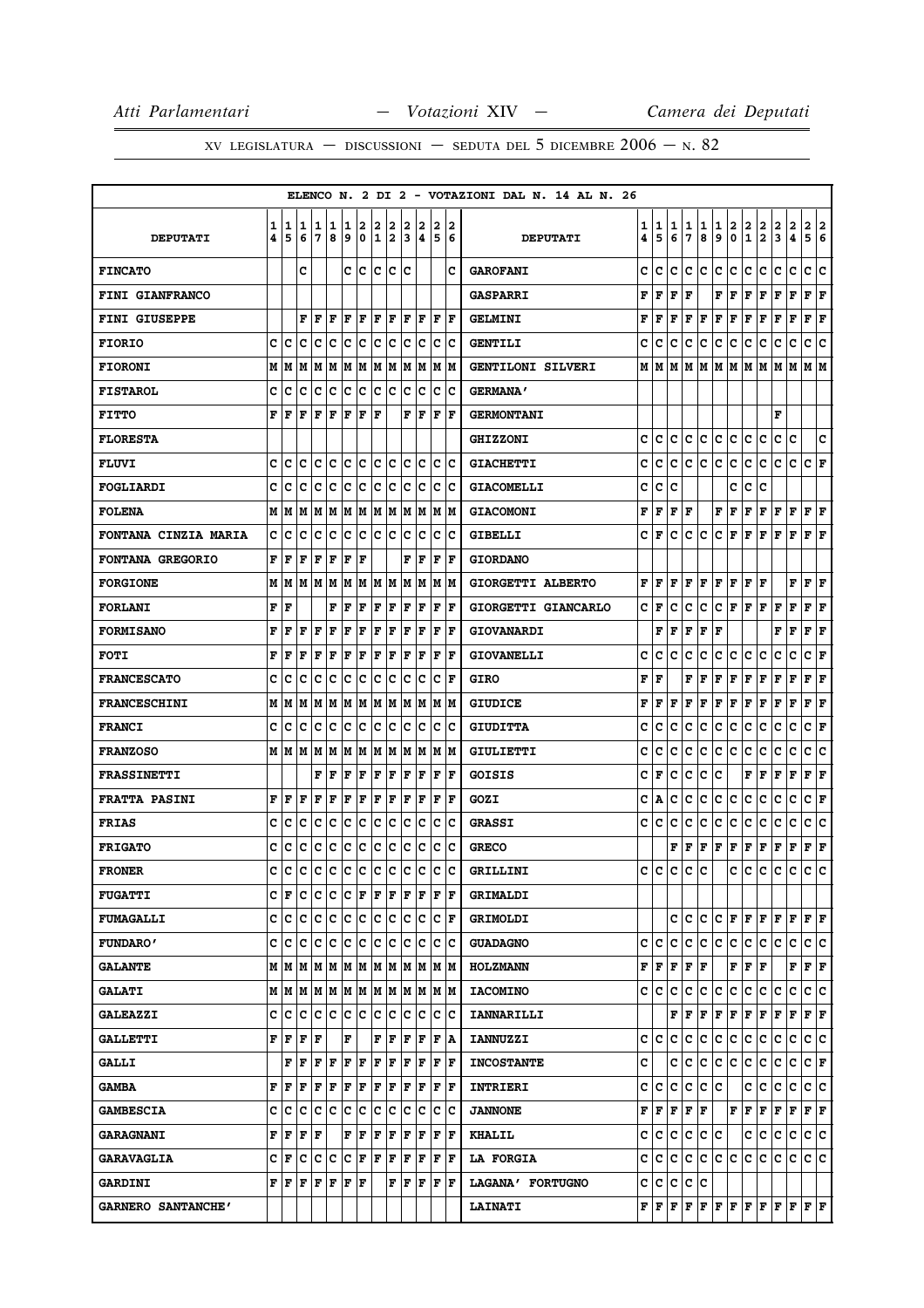ELENCO N. 2 DI 2 - VOTAZIONI DAL N. 14 AL N. 26

| DEPUTATI | 14 | 15 | 16 | 17 | 18 | 19 | 20 | 21 | 22 | 23 | 24 | 25 | 26 | DEPUTATI | 14 | 15 | 16 | 17 | 18 | 19 | 20 | 21 | 22 | 23 | 24 | 25 | 26 |
|---|---|---|---|---|---|---|---|---|---|---|---|---|---|---|---|---|---|---|---|---|---|---|---|---|---|---|---|
| FINCATO | | | C | | | C | C | C | C | C | | | C | GAROFANI | C | C | C | C | C | C | C | C | C | C | C | C | C |
| FINI GIANFRANCO | | | | | | | | | | | | | | GASPARRI | F | F | F | F | | F | F | F | F | F | F | F | F |
| FINI GIUSEPPE | | | F | F | F | F | F | F | F | F | F | F | F | GELMINI | F | F | F | F | F | F | F | F | F | F | F | F | F |
| FIORIO | C | C | C | C | C | C | C | C | C | C | C | C | C | GENTILI | C | C | C | C | C | C | C | C | C | C | C | C | C |
| FIORONI | M | M | M | M | M | M | M | M | M | M | M | M | M | GENTILONI SILVERI | M | M | M | M | M | M | M | M | M | M | M | M | M |
| FISTAROL | C | C | C | C | C | C | C | C | C | C | C | C | C | GERMANA' | | | | | | | | | | | | | |
| FITTO | F | F | F | F | F | F | F | F | | F | F | F | F | GERMONTANI | | | | | | | | | | F | | | |
| FLORESTA | | | | | | | | | | | | | | GHIZZONI | C | C | C | C | C | C | C | C | C | C | C | | C |
| FLUVI | C | C | C | C | C | C | C | C | C | C | C | C | C | GIACHETTI | C | C | C | C | C | C | C | C | C | C | C | C | F |
| FOGLIARDI | C | C | C | C | C | C | C | C | C | C | C | C | C | GIACOMELLI | C | C | C | | | | C | C | C | | | | |
| FOLENA | M | M | M | M | M | M | M | M | M | M | M | M | M | GIACOMONI | F | F | F | F | | F | F | F | F | F | F | F | F |
| FONTANA CINZIA MARIA | C | C | C | C | C | C | C | C | C | C | C | C | C | GIBELLI | C | F | C | C | C | C | F | F | F | F | F | F | F |
| FONTANA GREGORIO | F | F | F | F | F | F | F | | | F | F | F | F | GIORDANO | | | | | | | | | | | | | |
| FORGIONE | M | M | M | M | M | M | M | M | M | M | M | M | M | GIORGETTI ALBERTO | F | F | F | F | F | F | F | F | F | | F | F | F |
| FORLANI | F | F | | | F | F | F | F | F | F | F | F | F | GIORGETTI GIANCARLO | C | F | C | C | C | C | F | F | F | F | F | F | F |
| FORMISANO | F | F | F | F | F | F | F | F | F | F | F | F | F | GIOVANARDI | | F | F | F | F | F | | | | F | F | F | F |
| FOTI | F | F | F | F | F | F | F | F | F | F | F | F | F | GIOVANELLI | C | C | C | C | C | C | C | C | C | C | C | C | F |
| FRANCESCATO | C | C | C | C | C | C | C | C | C | C | C | C | F | GIRO | F | F | | F | F | F | F | F | F | F | F | F | F |
| FRANCESCHINI | M | M | M | M | M | M | M | M | M | M | M | M | M | GIUDICE | F | F | F | F | F | F | F | F | F | F | F | F | F |
| FRANCI | C | C | C | C | C | C | C | C | C | C | C | C | C | GIUDITTA | C | C | C | C | C | C | C | C | C | C | C | C | F |
| FRANZOSO | M | M | M | M | M | M | M | M | M | M | M | M | M | GIULIETTI | C | C | C | C | C | C | C | C | C | C | C | C | C |
| FRASSINETTI | | | | F | F | F | F | F | F | F | F | F | F | GOISIS | C | F | C | C | C | C | | F | F | F | F | F | F |
| FRATTA PASINI | F | F | F | F | F | F | F | F | F | F | F | F | F | GOZI | C | A | C | C | C | C | C | C | C | C | C | C | F |
| FRIAS | C | C | C | C | C | C | C | C | C | C | C | C | C | GRASSI | C | C | C | C | C | C | C | C | C | C | C | C | C |
| FRIGATO | C | C | C | C | C | C | C | C | C | C | C | C | C | GRECO | | | F | F | F | F | F | F | F | F | F | F | F |
| FRONER | C | C | C | C | C | C | C | C | C | C | C | C | C | GRILLINI | C | C | C | C | C | | C | C | C | C | C | C | C |
| FUGATTI | C | F | C | C | C | C | F | F | F | F | F | F | F | GRIMALDI | | | | | | | | | | | | | |
| FUMAGALLI | C | C | C | C | C | C | C | C | C | C | C | C | F | GRIMOLDI | | | C | C | C | C | F | F | F | F | F | F | F |
| FUNDARO' | C | C | C | C | C | C | C | C | C | C | C | C | C | GUADAGNO | C | C | C | C | C | C | C | C | C | C | C | C | C |
| GALANTE | M | M | M | M | M | M | M | M | M | M | M | M | M | HOLZMANN | F | F | F | F | F | | F | F | F | | F | F | F |
| GALATI | M | M | M | M | M | M | M | M | M | M | M | M | M | IACOMINO | C | C | C | C | C | C | C | C | C | C | C | C | C |
| GALEAZZI | C | C | C | C | C | C | C | C | C | C | C | C | C | IANNARILLI | | | F | F | F | F | F | F | F | F | F | F | F |
| GALLETTI | F | F | F | F | | F | | F | F | F | F | F | A | IANNUZZI | C | C | C | C | C | C | C | C | C | C | C | C | C |
| GALLI | | F | F | F | F | F | F | F | F | F | F | F | F | INCOSTANTE | C | | C | C | C | C | C | C | C | C | C | C | F |
| GAMBA | F | F | F | F | F | F | F | F | F | F | F | F | F | INTRIERI | C | C | C | C | C | C | | C | C | C | C | C | C |
| GAMBESCIA | C | C | C | C | C | C | C | C | C | C | C | C | C | JANNONE | F | F | F | F | F | | F | F | F | F | F | F | F |
| GARAGNANI | F | F | F | F | | F | F | F | F | F | F | F | F | KHALIL | C | C | C | C | C | C | | C | C | C | C | C | C |
| GARAVAGLIA | C | F | C | C | C | C | F | F | F | F | F | F | F | LA FORGIA | C | C | C | C | C | C | C | C | C | C | C | C | C |
| GARDINI | F | F | F | F | F | F | F | | F | F | F | F | F | LAGANA' FORTUGNO | C | C | C | C | C | | | | | | | | |
| GARNERO SANTANCHE' | | | | | | | | | | | | | | LAINATI | F | F | F | F | F | F | F | F | F | F | F | F | F |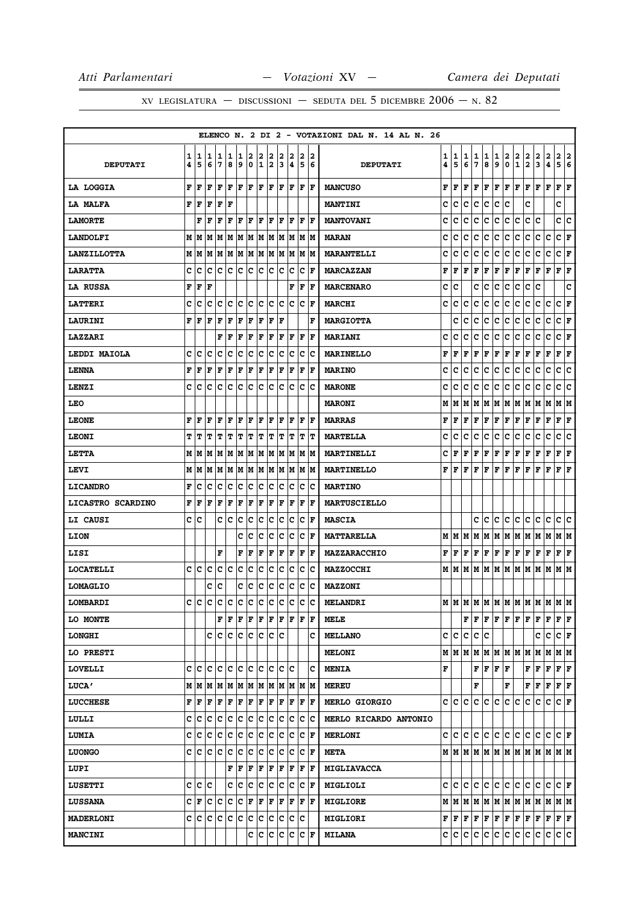ELENCO N. 2 DI 2 - VOTAZIONI DAL N. 14 AL N. 26

| DEPUTATI | 14 | 15 | 16 | 17 | 18 | 19 | 20 | 21 | 22 | 23 | 24 | 25 | 26 | DEPUTATI | 14 | 15 | 16 | 17 | 18 | 19 | 20 | 21 | 22 | 23 | 24 | 25 | 26 |
|---|---|---|---|---|---|---|---|---|---|---|---|---|---|---|---|---|---|---|---|---|---|---|---|---|---|---|---|
| LA LOGGIA | F | F | F | F | F | F | F | F | F | F | F | F | F | MANCUSO | F | F | F | F | F | F | F | F | F | F | F | F | F |
| LA MALFA | F | F | F | F | F | | | | | | | | | MANTINI | C | C | C | C | C | C | C | | C | | | C | |
| LAMORTE | | F | F | F | F | F | F | F | F | F | F | F | F | MANTOVANI | C | C | C | C | C | C | C | C | C | C | | C | C |
| LANDOLFI | M | M | M | M | M | M | M | M | M | M | M | M | M | MARAN | C | C | C | C | C | C | C | C | C | C | C | C | F |
| LANZILLOTTA | M | M | M | M | M | M | M | M | M | M | M | M | M | MARANTELLI | C | C | C | C | C | C | C | C | C | C | C | C | F |
| LARATTA | C | C | C | C | C | C | C | C | C | C | C | C | F | MARCAZZAN | F | F | F | F | F | F | F | F | F | F | F | F | F |
| LA RUSSA | F | F | F | | | | | | | | F | F | F | MARCENARO | C | C | | C | C | C | C | C | C | C | | | C |
| LATTERI | C | C | C | C | C | C | C | C | C | C | C | C | F | MARCHI | C | C | C | C | C | C | C | C | C | C | C | C | F |
| LAURINI | F | F | F | F | F | F | F | F | F | F | | | F | MARGIOTTA | | C | C | C | C | C | C | C | C | C | C | C | F |
| LAZZARI | | | | F | F | F | F | F | F | F | F | F | F | MARIANI | C | C | C | C | C | C | C | C | C | C | C | C | F |
| LEDDI MAIOLA | C | C | C | C | C | C | C | C | C | C | C | C | C | MARINELLO | F | F | F | F | F | F | F | F | F | F | F | F | F |
| LENNA | F | F | F | F | F | F | F | F | F | F | F | F | F | MARINO | C | C | C | C | C | C | C | C | C | C | C | C | C |
| LENZI | C | C | C | C | C | C | C | C | C | C | C | C | C | MARONE | C | C | C | C | C | C | C | C | C | C | C | C | C |
| LEO | | | | | | | | | | | | | | MARONI | M | M | M | M | M | M | M | M | M | M | M | M | M |
| LEONE | F | F | F | F | F | F | F | F | F | F | F | F | F | MARRAS | F | F | F | F | F | F | F | F | F | F | F | F | F |
| LEONI | T | T | T | T | T | T | T | T | T | T | T | T | T | MARTELLA | C | C | C | C | C | C | C | C | C | C | C | C | C |
| LETTA | M | M | M | M | M | M | M | M | M | M | M | M | M | MARTINELLI | C | F | F | F | F | F | F | F | F | F | F | F | F |
| LEVI | M | M | M | M | M | M | M | M | M | M | M | M | M | MARTINELLO | F | F | F | F | F | F | F | F | F | F | F | F | F |
| LICANDRO | F | C | C | C | C | C | C | C | C | C | C | C | C | MARTINO | | | | | | | | | | | | | |
| LICASTRO SCARDINO | F | F | F | F | F | F | F | F | F | F | F | F | F | MARTUSCIELLO | | | | | | | | | | | | | |
| LI CAUSI | C | C | | C | C | C | C | C | C | C | C | C | F | MASCIA | | | | C | C | C | C | C | C | C | C | C | C |
| LION | | | | | | C | C | C | C | C | C | C | F | MATTARELLA | M | M | M | M | M | M | M | M | M | M | M | M | M |
| LISI | | | | F | | F | F | F | F | F | F | F | F | MAZZARACCHIO | F | F | F | F | F | F | F | F | F | F | F | F | F |
| LOCATELLI | C | C | C | C | C | C | C | C | C | C | C | C | C | MAZZOCCHI | M | M | M | M | M | M | M | M | M | M | M | M | M |
| LOMAGLIO | | | C | C | | C | C | C | C | C | C | C | C | MAZZONI | | | | | | | | | | | | | |
| LOMBARDI | C | C | C | C | C | C | C | C | C | C | C | C | C | MELANDRI | M | M | M | M | M | M | M | M | M | M | M | M | M |
| LO MONTE | | | | F | F | F | F | F | F | F | F | F | F | MELE | | | F | F | F | F | F | F | F | F | F | F | F |
| LONGHI | | | C | C | C | C | C | C | C | C | | | C | MELLANO | C | C | C | C | C | | | | | C | C | C | F |
| LO PRESTI | | | | | | | | | | | | | | MELONI | M | M | M | M | M | M | M | M | M | M | M | M | M |
| LOVELLI | C | C | C | C | C | C | C | C | C | C | C | | C | MENIA | F | | | F | F | F | F | | F | F | F | F | F |
| LUCA' | M | M | M | M | M | M | M | M | M | M | M | M | M | MEREU | | | | F | | | F | | F | F | F | F | F |
| LUCCHESE | F | F | F | F | F | F | F | F | F | F | F | F | F | MERLO GIORGIO | C | C | C | C | C | C | C | C | C | C | C | C | F |
| LULLI | C | C | C | C | C | C | C | C | C | C | C | C | C | MERLO RICARDO ANTONIO | | | | | | | | | | | | | |
| LUMIA | C | C | C | C | C | C | C | C | C | C | C | C | F | MERLONI | C | C | C | C | C | C | C | C | C | C | C | C | F |
| LUONGO | C | C | C | C | C | C | C | C | C | C | C | C | F | META | M | M | M | M | M | M | M | M | M | M | M | M | M |
| LUPI | | | | | F | F | F | F | F | F | F | F | F | MIGLIAVACCA | | | | | | | | | | | | | |
| LUSETTI | C | C | C | | C | C | C | C | C | C | C | C | F | MIGLIOLI | C | C | C | C | C | C | C | C | C | C | C | C | F |
| LUSSANA | C | F | C | C | C | C | F | F | F | F | F | F | F | MIGLIORE | M | M | M | M | M | M | M | M | M | M | M | M | M |
| MADERLONI | C | C | C | C | C | C | C | C | C | C | C | C | | MIGLIORI | F | F | F | F | F | F | F | F | F | F | F | F | F |
| MANCINI | | | | | | | C | C | C | C | C | C | F | MILANA | C | C | C | C | C | C | C | C | C | C | C | C | C |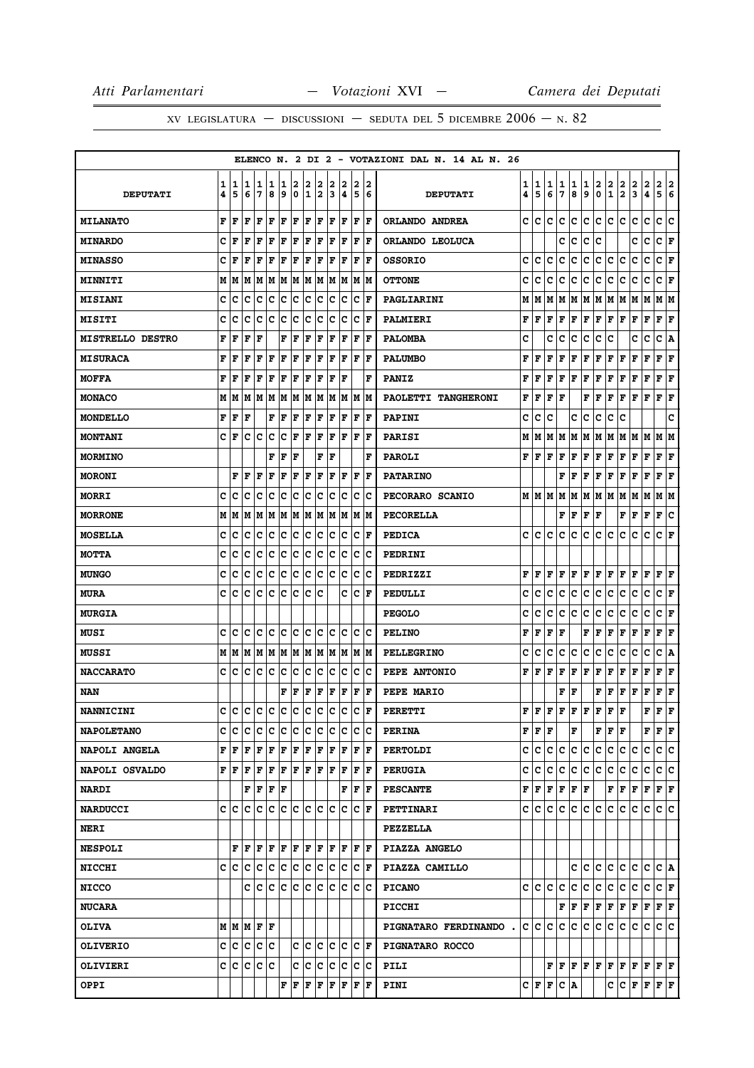ELENCO N. 2 DI 2 - VOTAZIONI DAL N. 14 AL N. 26

| DEPUTATI | 14 | 15 | 16 | 17 | 18 | 19 | 20 | 21 | 22 | 23 | 24 | 25 | 26 | DEPUTATI | 14 | 15 | 16 | 17 | 18 | 19 | 20 | 21 | 22 | 23 | 24 | 25 | 26 |
|---|---|---|---|---|---|---|---|---|---|---|---|---|---|---|---|---|---|---|---|---|---|---|---|---|---|---|---|
| MILANATO | F | F | F | F | F | F | F | F | F | F | F | F | F | ORLANDO ANDREA | C | C | C | C | C | C | C | C | C | C | C | C | C |
| MINARDO | C | F | F | F | F | F | F | F | F | F | F | F | F | ORLANDO LEOLUCA | | | | C | C | C | C | | | C | C | C | F |
| MINASSO | C | F | F | F | F | F | F | F | F | F | F | F | F | OSSORIO | C | C | C | C | C | C | C | C | C | C | C | C | F |
| MINNITI | M | M | M | M | M | M | M | M | M | M | M | M | M | OTTONE | C | C | C | C | C | C | C | C | C | C | C | C | F |
| MISIANI | C | C | C | C | C | C | C | C | C | C | C | C | F | PAGLIARINI | M | M | M | M | M | M | M | M | M | M | M | M | M |
| MISITI | C | C | C | C | C | C | C | C | C | C | C | C | F | PALMIERI | F | F | F | F | F | F | F | F | F | F | F | F | F |
| MISTRELLO DESTRO | F | F | F | F | | F | F | F | F | F | F | F | F | PALOMBA | C | | C | C | C | C | C | C | | C | C | C | A |
| MISURACA | F | F | F | F | F | F | F | F | F | F | F | F | F | PALUMBO | F | F | F | F | F | F | F | F | F | F | F | F | F |
| MOFFA | F | F | F | F | F | F | F | F | F | F | F | | F | PANIZ | F | F | F | F | F | F | F | F | F | F | F | F | F |
| MONACO | M | M | M | M | M | M | M | M | M | M | M | M | M | PAOLETTI TANGHERONI | F | F | F | F | | F | F | F | F | F | F | F | F |
| MONDELLO | F | F | F | | F | F | F | F | F | F | F | F | F | PAPINI | C | C | C | | C | C | C | C | C | | | | C |
| MONTANI | C | F | C | C | C | C | F | F | F | F | F | F | F | PARISI | M | M | M | M | M | M | M | M | M | M | M | M | M |
| MORMINO | | | | | F | F | F | | F | F | | | F | PAROLI | F | F | F | F | F | F | F | F | F | F | F | F | F |
| MORONI | | F | F | F | F | F | F | F | F | F | F | F | F | PATARINO | | | | F | F | F | F | F | F | F | F | F | F |
| MORRI | C | C | C | C | C | C | C | C | C | C | C | C | C | PECORARO SCANIO | M | M | M | M | M | M | M | M | M | M | M | M | M |
| MORRONE | M | M | M | M | M | M | M | M | M | M | M | M | M | PECORELLA | | | | F | F | F | F | | F | F | F | F | C |
| MOSELLA | C | C | C | C | C | C | C | C | C | C | C | C | F | PEDICA | C | C | C | C | C | C | C | C | C | C | C | C | F |
| MOTTA | C | C | C | C | C | C | C | C | C | C | C | C | C | PEDRINI | | | | | | | | | | | | | |
| MUNGO | C | C | C | C | C | C | C | C | C | C | C | C | C | PEDRIZZI | F | F | F | F | F | F | F | F | F | F | F | F | F |
| MURA | C | C | C | C | C | C | C | C | C | | C | C | F | PEDULLI | C | C | C | C | C | C | C | C | C | C | C | C | F |
| MURGIA | | | | | | | | | | | | | | PEGOLO | C | C | C | C | C | C | C | C | C | C | C | C | F |
| MUSI | C | C | C | C | C | C | C | C | C | C | C | C | C | PELINO | F | F | F | F | | F | F | F | F | F | F | F | F |
| MUSSI | M | M | M | M | M | M | M | M | M | M | M | M | M | PELLEGRINO | C | C | C | C | C | C | C | C | C | C | C | C | A |
| NACCARATO | C | C | C | C | C | C | C | C | C | C | C | C | C | PEPE ANTONIO | F | F | F | F | F | F | F | F | F | F | F | F | F |
| NAN | | | | | | F | F | F | F | F | F | F | F | PEPE MARIO | | | | F | F | | F | F | F | F | F | F | F |
| NANNICINI | C | C | C | C | C | C | C | C | C | C | C | C | F | PERETTI | F | F | F | F | F | F | F | F | F | | F | F | F |
| NAPOLETANO | C | C | C | C | C | C | C | C | C | C | C | C | C | PERINA | F | F | F | | F | | F | F | F | | F | F | F |
| NAPOLI ANGELA | F | F | F | F | F | F | F | F | F | F | F | F | F | PERTOLDI | C | C | C | C | C | C | C | C | C | C | C | C | C |
| NAPOLI OSVALDO | F | F | F | F | F | F | F | F | F | F | F | F | F | PERUGIA | C | C | C | C | C | C | C | C | C | C | C | C | C |
| NARDI | | | F | F | F | F | | | | | F | F | F | PESCANTE | F | F | F | F | F | F | | F | F | F | F | F | F |
| NARDUCCI | C | C | C | C | C | C | C | C | C | C | C | C | F | PETTINARI | C | C | C | C | C | C | C | C | C | C | C | C | C |
| NERI | | | | | | | | | | | | | | PEZZELLA | | | | | | | | | | | | | |
| NESPOLI | | F | F | F | F | F | F | F | F | F | F | F | F | PIAZZA ANGELO | | | | | | | | | | | | | |
| NICCHI | C | C | C | C | C | C | C | C | C | C | C | C | F | PIAZZA CAMILLO | | | | | C | C | C | C | C | C | C | C | A |
| NICCO | | | C | C | C | C | C | C | C | C | C | C | C | PICANO | C | C | C | C | C | C | C | C | C | C | C | C | F |
| NUCARA | | | | | | | | | | | | | | PICCHI | | | | F | F | F | F | F | F | F | F | F | F |
| OLIVA | M | M | M | F | F | | | | | | | | | PIGNATARO FERDINANDO . | C | C | C | C | C | C | C | C | C | C | C | C | C |
| OLIVERIO | C | C | C | C | C | | C | C | C | C | C | C | F | PIGNATARO ROCCO | | | | | | | | | | | | | |
| OLIVIERI | C | C | C | C | C | | C | C | C | C | C | C | C | PILI | | | F | F | F | F | F | F | F | F | F | F | F |
| OPPI | | | | | | F | F | F | F | F | F | F | F | PINI | C | F | F | C | A | | | C | C | F | F | F | F |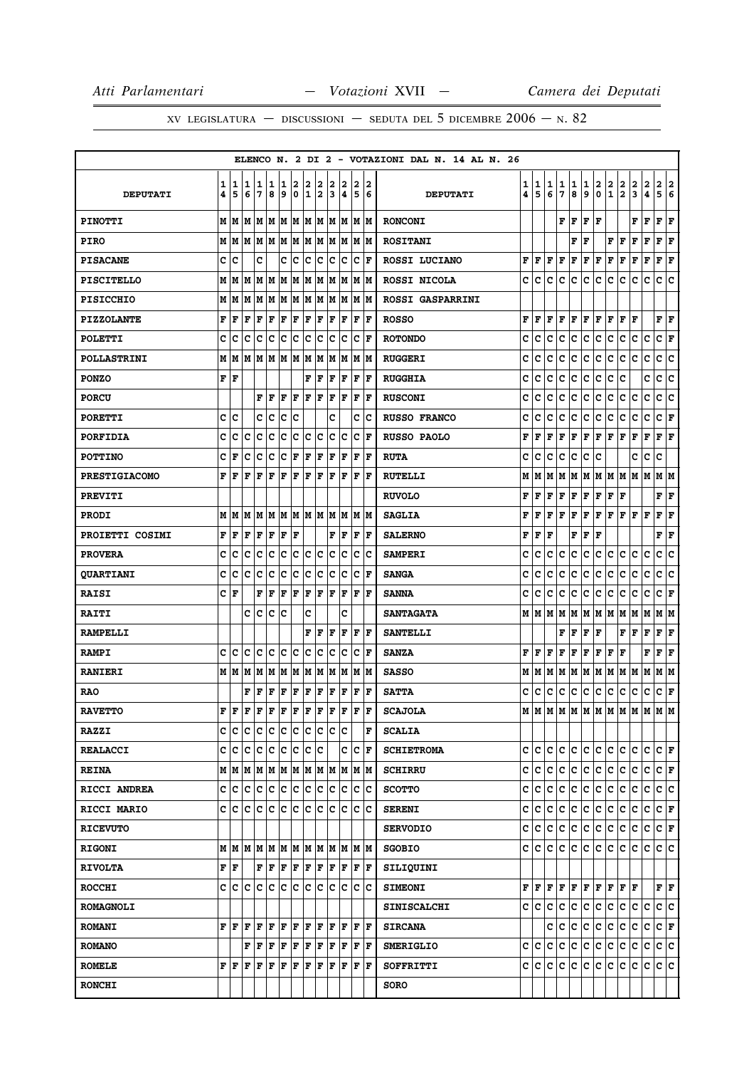XV LEGISLATURA — DISCUSSIONI — SEDUTA DEL 5 DICEMBRE 2006 — N. 82

ELENCO N. 2 DI 2 - VOTAZIONI DAL N. 14 AL N. 26

| DEPUTATI | 14 | 15 | 16 | 17 | 18 | 19 | 20 | 21 | 22 | 23 | 24 | 25 | 26 | DEPUTATI | 14 | 15 | 16 | 17 | 18 | 19 | 20 | 21 | 22 | 23 | 24 | 25 | 26 |
|---|---|---|---|---|---|---|---|---|---|---|---|---|---|---|---|---|---|---|---|---|---|---|---|---|---|---|---|
| PINOTTI | M | M | M | M | M | M | M | M | M | M | M | M | M | RONCONI | | | | F | F | F | F | | | F | F | F | F |
| PIRO | M | M | M | M | M | M | M | M | M | M | M | M | M | ROSITANI | | | | | F | F | | F | F | F | F | F | F |
| PISACANE | C | C | | C | | C | C | C | C | C | C | C | F | ROSSI LUCIANO | F | F | F | F | F | F | F | F | F | F | F | F | F |
| PISCITELLO | M | M | M | M | M | M | M | M | M | M | M | M | M | ROSSI NICOLA | C | C | C | C | C | C | C | C | C | C | C | C | C |
| PISICCHIO | M | M | M | M | M | M | M | M | M | M | M | M | M | ROSSI GASPARRINI | | | | | | | | | | | | | |
| PIZZOLANTE | F | F | F | F | F | F | F | F | F | F | F | F | F | ROSSO | F | F | F | F | F | F | F | F | F | F | | F | F |
| POLETTI | C | C | C | C | C | C | C | C | C | C | C | C | F | ROTONDO | C | C | C | C | C | C | C | C | C | C | C | C | F |
| POLLASTRINI | M | M | M | M | M | M | M | M | M | M | M | M | M | RUGGERI | C | C | C | C | C | C | C | C | C | C | C | C | C |
| PONZO | F | F | | | | | | F | F | F | F | F | F | RUGGHIA | C | C | C | C | C | C | C | C | C | | C | C | C |
| PORCU | | | | F | F | F | F | F | F | F | F | F | F | RUSCONI | C | C | C | C | C | C | C | C | C | C | C | C | C |
| PORETTI | C | C | | C | C | C | C | | | C | | C | C | RUSSO FRANCO | C | C | C | C | C | C | C | C | C | C | C | C | F |
| PORFIDIA | C | C | C | C | C | C | C | C | C | C | C | C | F | RUSSO PAOLO | F | F | F | F | F | F | F | F | F | F | F | F | F |
| POTTINO | C | F | C | C | C | C | F | F | F | F | F | F | F | RUTA | C | C | C | C | C | C | C | | | C | C | C | |
| PRESTIGIACOMO | F | F | F | F | F | F | F | F | F | F | F | F | F | RUTELLI | M | M | M | M | M | M | M | M | M | M | M | M | M |
| PREVITI | | | | | | | | | | | | | | RUVOLO | F | F | F | F | F | F | F | F | F | | | F | F |
| PRODI | M | M | M | M | M | M | M | M | M | M | M | M | M | SAGLIA | F | F | F | F | F | F | F | F | F | F | F | F | F |
| PROIETTI COSIMI | F | F | F | F | F | F | F | | | F | F | F | F | SALERNO | F | F | F | | F | F | F | | | | | F | F |
| PROVERA | C | C | C | C | C | C | C | C | C | C | C | C | C | SAMPERI | C | C | C | C | C | C | C | C | C | C | C | C | C |
| QUARTIANI | C | C | C | C | C | C | C | C | C | C | C | C | F | SANGA | C | C | C | C | C | C | C | C | C | C | C | C | C |
| RAISI | C | F | | F | F | F | F | F | F | F | F | F | F | SANNA | C | C | C | C | C | C | C | C | C | C | C | C | F |
| RAITI | | | C | C | C | C | | C | | | C | | | SANTAGATA | M | M | M | M | M | M | M | M | M | M | M | M | M |
| RAMPELLI | | | | | | | | F | F | F | F | F | F | SANTELLI | | | | F | F | F | F | | F | F | F | F | F |
| RAMPI | C | C | C | C | C | C | C | C | C | C | C | C | F | SANZA | F | F | F | F | F | F | F | F | F | | F | F | F |
| RANIERI | M | M | M | M | M | M | M | M | M | M | M | M | M | SASSO | M | M | M | M | M | M | M | M | M | M | M | M | M |
| RAO | | | F | F | F | F | F | F | F | F | F | F | F | SATTA | C | C | C | C | C | C | C | C | C | C | C | C | F |
| RAVETTO | F | F | F | F | F | F | F | F | F | F | F | F | F | SCAJOLA | M | M | M | M | M | M | M | M | M | M | M | M | M |
| RAZZI | C | C | C | C | C | C | C | C | C | C | C | | F | SCALIA | | | | | | | | | | | | | |
| REALACCI | C | C | C | C | C | C | C | C | C | | C | C | F | SCHIETROMA | C | C | C | C | C | C | C | C | C | C | C | C | F |
| REINA | M | M | M | M | M | M | M | M | M | M | M | M | M | SCHIRRU | C | C | C | C | C | C | C | C | C | C | C | C | F |
| RICCI ANDREA | C | C | C | C | C | C | C | C | C | C | C | C | C | SCOTTO | C | C | C | C | C | C | C | C | C | C | C | C | C |
| RICCI MARIO | C | C | C | C | C | C | C | C | C | C | C | C | C | SERENI | C | C | C | C | C | C | C | C | C | C | C | C | F |
| RICEVUTO | | | | | | | | | | | | | | SERVODIO | C | C | C | C | C | C | C | C | C | C | C | C | F |
| RIGONI | M | M | M | M | M | M | M | M | M | M | M | M | M | SGOBIO | C | C | C | C | C | C | C | C | C | C | C | C | C |
| RIVOLTA | F | F | | F | F | F | F | F | F | F | F | F | F | SILIQUINI | | | | | | | | | | | | | |
| ROCCHI | C | C | C | C | C | C | C | C | C | C | C | C | C | SIMEONI | F | F | F | F | F | F | F | F | F | F | | F | F |
| ROMAGNOLI | | | | | | | | | | | | | | SINISCALCHI | C | C | C | C | C | C | C | C | C | C | C | C | C |
| ROMANI | F | F | F | F | F | F | F | F | F | F | F | F | F | SIRCANA | | | C | C | C | C | C | C | C | C | C | C | F |
| ROMANO | | | F | F | F | F | F | F | F | F | F | F | F | SMERIGLIO | C | C | C | C | C | C | C | C | C | C | C | C | C |
| ROMELE | F | F | F | F | F | F | F | F | F | F | F | F | F | SOFFRITTI | C | C | C | C | C | C | C | C | C | C | C | C | C |
| RONCHI | | | | | | | | | | | | | | SORO | | | | | | | | | | | | | |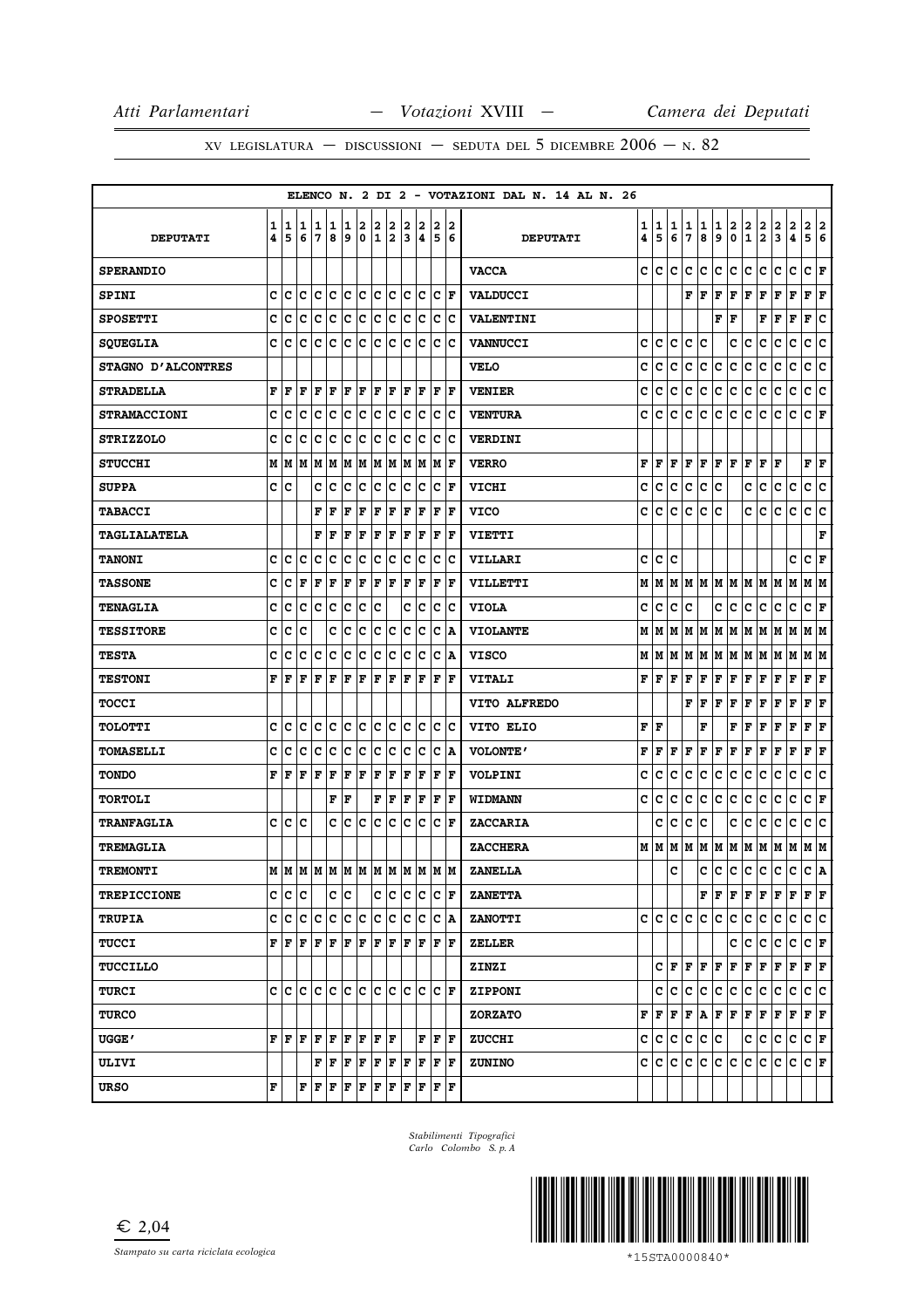ELENCO N. 2 DI 2 - VOTAZIONI DAL N. 14 AL N. 26

| DEPUTATI | 14 | 15 | 16 | 17 | 18 | 19 | 20 | 21 | 22 | 23 | 24 | 25 | 26 | DEPUTATI | 14 | 15 | 16 | 17 | 18 | 19 | 20 | 21 | 22 | 23 | 24 | 25 | 26 |
|---|---|---|---|---|---|---|---|---|---|---|---|---|---|---|---|---|---|---|---|---|---|---|---|---|---|---|---|
| SPERANDIO | | | | | | | | | | | | | | VACCA | C | C | C | C | C | C | C | C | C | C | C | C | F |
| SPINI | C | C | C | C | C | C | C | C | C | C | C | C | F | VALDUCCI | | | | F | F | F | F | F | F | F | F | F | F |
| SPOSETTI | C | C | C | C | C | C | C | C | C | C | C | C | C | VALENTINI | | | | | | F | F | | F | F | F | F | C |
| SQUEGLIA | C | C | C | C | C | C | C | C | C | C | C | C | C | VANNUCCI | C | C | C | C | C | | C | C | C | C | C | C | C |
| STAGNO D'ALCONTRES | | | | | | | | | | | | | | VELO | C | C | C | C | C | C | C | C | C | C | C | C | C |
| STRADELLA | F | F | F | F | F | F | F | F | F | F | F | F | F | VENIER | C | C | C | C | C | C | C | C | C | C | C | C | C |
| STRAMACCIONI | C | C | C | C | C | C | C | C | C | C | C | C | C | VENTURA | C | C | C | C | C | C | C | C | C | C | C | C | F |
| STRIZZOLO | C | C | C | C | C | C | C | C | C | C | C | C | C | VERDINI | | | | | | | | | | | | | |
| STUCCHI | M | M | M | M | M | M | M | M | M | M | M | M | F | VERRO | F | F | F | F | F | F | F | F | F | F | | F | F |
| SUPPA | C | C | | C | C | C | C | C | C | C | C | C | F | VICHI | C | C | C | C | C | C | | C | C | C | C | C | C |
| TABACCI | | | | F | F | F | F | F | F | F | F | F | F | VICO | C | C | C | C | C | C | | C | C | C | C | C | C |
| TAGLIALATELA | | | | F | F | F | F | F | F | F | F | F | F | VIETTI | | | | | | | | | | | | | F |
| TANONI | C | C | C | C | C | C | C | C | C | C | C | C | C | VILLARI | C | C | C | | | | | | | | C | C | F |
| TASSONE | C | C | F | F | F | F | F | F | F | F | F | F | F | VILLETTI | M | M | M | M | M | M | M | M | M | M | M | M | M |
| TENAGLIA | C | C | C | C | C | C | C | C | | C | C | C | C | VIOLA | C | C | C | C | | C | C | C | C | C | C | C | F |
| TESSITORE | C | C | C | | C | C | C | C | C | C | C | C | A | VIOLANTE | M | M | M | M | M | M | M | M | M | M | M | M | M |
| TESTA | C | C | C | C | C | C | C | C | C | C | C | C | A | VISCO | M | M | M | M | M | M | M | M | M | M | M | M | M |
| TESTONI | F | F | F | F | F | F | F | F | F | F | F | F | F | VITALI | F | F | F | F | F | F | F | F | F | F | F | F | F |
| TOCCI | | | | | | | | | | | | | | VITO ALFREDO | | | | F | F | F | F | F | F | F | F | F | F |
| TOLOTTI | C | C | C | C | C | C | C | C | C | C | C | C | C | VITO ELIO | F | F | | | F | | F | F | F | F | F | F | F |
| TOMASELLI | C | C | C | C | C | C | C | C | C | C | C | C | A | VOLONTE' | F | F | F | F | F | F | F | F | F | F | F | F | F |
| TONDO | F | F | F | F | F | F | F | F | F | F | F | F | F | VOLPINI | C | C | C | C | C | C | C | C | C | C | C | C | C |
| TORTOLI | | | | | F | F | | F | F | F | F | F | F | WIDMANN | C | C | C | C | C | C | C | C | C | C | C | C | F |
| TRANFAGLIA | C | C | C | | C | C | C | C | C | C | C | C | F | ZACCARIA | | C | C | C | C | | C | C | C | C | C | C | C |
| TREMAGLIA | | | | | | | | | | | | | | ZACCHERA | M | M | M | M | M | M | M | M | M | M | M | M | M |
| TREMONTI | M | M | M | M | M | M | M | M | M | M | M | M | M | ZANELLA | | | C | | C | C | C | C | C | C | C | C | A |
| TREPICCIONE | C | C | C | | C | C | | C | C | C | C | C | F | ZANETTA | | | | | F | F | F | F | F | F | F | F | F |
| TRUPIA | C | C | C | C | C | C | C | C | C | C | C | C | A | ZANOTTI | C | C | C | C | C | C | C | C | C | C | C | C | C |
| TUCCI | F | F | F | F | F | F | F | F | F | F | F | F | F | ZELLER | | | | | | | C | C | C | C | C | C | F |
| TUCCILLO | | | | | | | | | | | | | | ZINZI | | C | F | F | F | F | F | F | F | F | F | F | F |
| TURCI | C | C | C | C | C | C | C | C | C | C | C | C | F | ZIPPONI | | C | C | C | C | C | C | C | C | C | C | C | C |
| TURCO | | | | | | | | | | | | | | ZORZATO | F | F | F | F | A | F | F | F | F | F | F | F | F |
| UGGE' | F | F | F | F | F | F | F | F | F | | F | F | F | ZUCCHI | C | C | C | C | C | C | | C | C | C | C | C | F |
| ULIVI | | | | F | F | F | F | F | F | F | F | F | F | ZUNINO | C | C | C | C | C | C | C | C | C | C | C | C | F |
| URSO | F | | F | F | F | F | F | F | F | F | F | F | F | | | | | | | | | | | | | | |

*Stabilimenti Tipografici Carlo Colombo S. p. A*

€ 2,04

*Stampato su carta riciclata ecologica*

*15STA0000840*